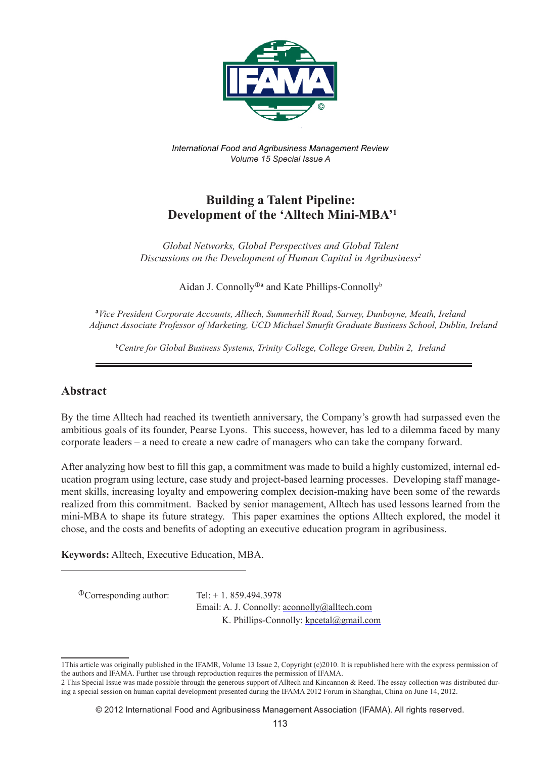*International Food and Agribusiness Management Review*
*Volume 15 Special Issue A*

# Building a Talent Pipeline: Development of the 'Alltech Mini-MBA'[1]

*Global Networks, Global Perspectives and Global Talent*
*Discussions on the Development of Human Capital in Agribusiness*[2]

Aidan J. Connolly[ⓘa] and Kate Phillips-Connolly[b]

[a]*Vice President Corporate Accounts, Alltech, Summerhill Road, Sarney, Dunboyne, Meath, Ireland*
*Adjunct Associate Professor of Marketing, UCD Michael Smurfit Graduate Business School, Dublin, Ireland*

[b]*Centre for Global Business Systems, Trinity College, College Green, Dublin 2, Ireland*

## Abstract

By the time Alltech had reached its twentieth anniversary, the Company's growth had surpassed even the ambitious goals of its founder, Pearse Lyons. This success, however, has led to a dilemma faced by many corporate leaders – a need to create a new cadre of managers who can take the company forward.

After analyzing how best to fill this gap, a commitment was made to build a highly customized, internal education program using lecture, case study and project-based learning processes. Developing staff management skills, increasing loyalty and empowering complex decision-making have been some of the rewards realized from this commitment. Backed by senior management, Alltech has used lessons learned from the mini-MBA to shape its future strategy. This paper examines the options Alltech explored, the model it chose, and the costs and benefits of adopting an executive education program in agribusiness.

**Keywords:** Alltech, Executive Education, MBA.

---

[ⓘ]Corresponding author: Tel: + 1. 859.494.3978
Email: A. J. Connolly: aconnolly@alltech.com
K. Phillips-Connolly: kpcetal@gmail.com

---

1 This article was originally published in the IFAMR, Volume 13 Issue 2, Copyright (c)2010. It is republished here with the express permission of the authors and IFAMA. Further use through reproduction requires the permission of IFAMA.

2 This Special Issue was made possible through the generous support of Alltech and Kincannon & Reed. The essay collection was distributed during a special session on human capital development presented during the IFAMA 2012 Forum in Shanghai, China on June 14, 2012.

© 2012 International Food and Agribusiness Management Association (IFAMA). All rights reserved.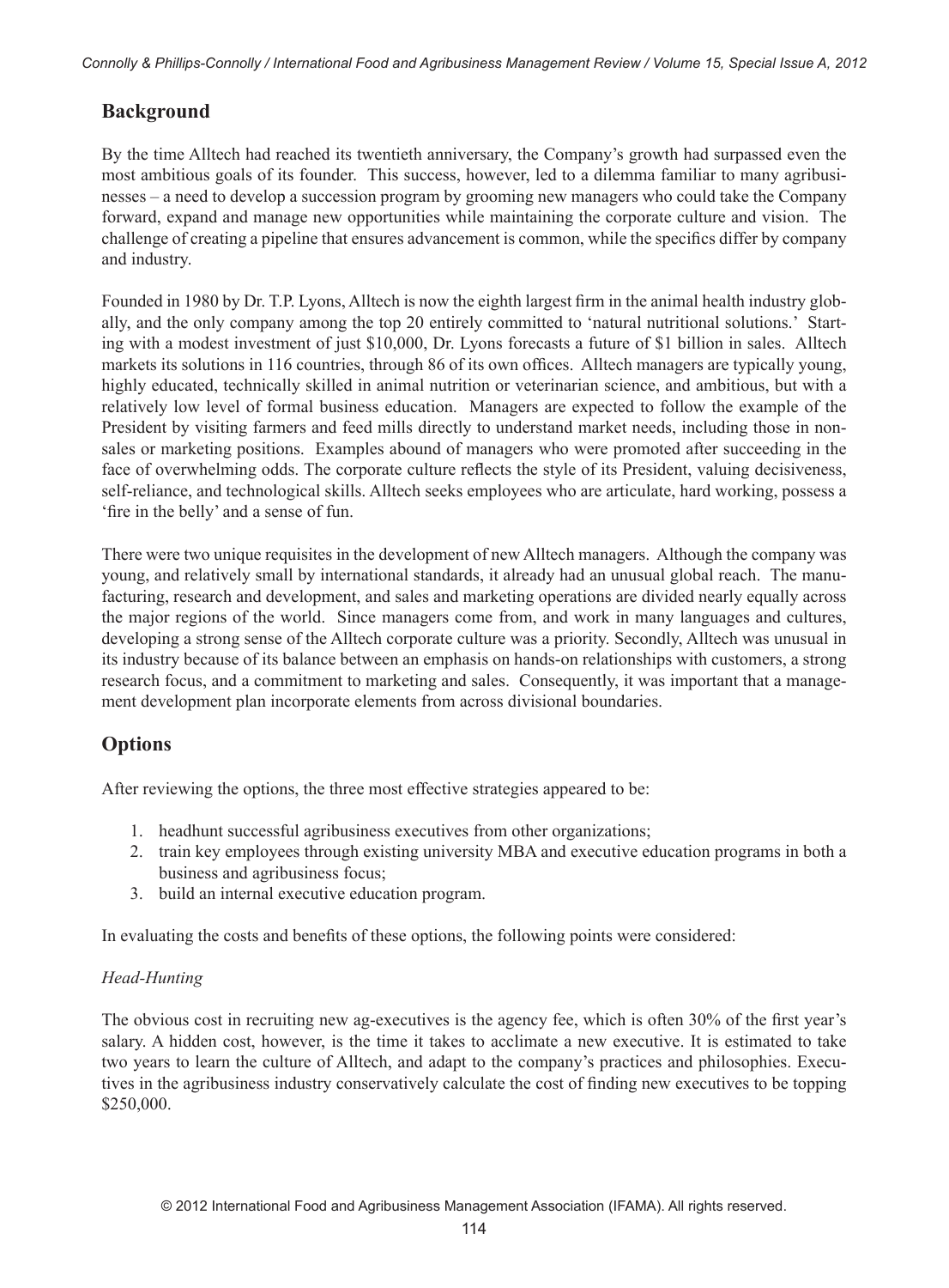## Background

By the time Alltech had reached its twentieth anniversary, the Company's growth had surpassed even the most ambitious goals of its founder. This success, however, led to a dilemma familiar to many agribusinesses – a need to develop a succession program by grooming new managers who could take the Company forward, expand and manage new opportunities while maintaining the corporate culture and vision. The challenge of creating a pipeline that ensures advancement is common, while the specifics differ by company and industry.

Founded in 1980 by Dr. T.P. Lyons, Alltech is now the eighth largest firm in the animal health industry globally, and the only company among the top 20 entirely committed to 'natural nutritional solutions.' Starting with a modest investment of just $10,000, Dr. Lyons forecasts a future of $1 billion in sales. Alltech markets its solutions in 116 countries, through 86 of its own offices. Alltech managers are typically young, highly educated, technically skilled in animal nutrition or veterinarian science, and ambitious, but with a relatively low level of formal business education. Managers are expected to follow the example of the President by visiting farmers and feed mills directly to understand market needs, including those in non-sales or marketing positions. Examples abound of managers who were promoted after succeeding in the face of overwhelming odds. The corporate culture reflects the style of its President, valuing decisiveness, self-reliance, and technological skills. Alltech seeks employees who are articulate, hard working, possess a 'fire in the belly' and a sense of fun.

There were two unique requisites in the development of new Alltech managers. Although the company was young, and relatively small by international standards, it already had an unusual global reach. The manufacturing, research and development, and sales and marketing operations are divided nearly equally across the major regions of the world. Since managers come from, and work in many languages and cultures, developing a strong sense of the Alltech corporate culture was a priority. Secondly, Alltech was unusual in its industry because of its balance between an emphasis on hands-on relationships with customers, a strong research focus, and a commitment to marketing and sales. Consequently, it was important that a management development plan incorporate elements from across divisional boundaries.

## Options

After reviewing the options, the three most effective strategies appeared to be:

1. headhunt successful agribusiness executives from other organizations;
2. train key employees through existing university MBA and executive education programs in both a business and agribusiness focus;
3. build an internal executive education program.

In evaluating the costs and benefits of these options, the following points were considered:

*Head-Hunting*

The obvious cost in recruiting new ag-executives is the agency fee, which is often 30% of the first year's salary. A hidden cost, however, is the time it takes to acclimate a new executive. It is estimated to take two years to learn the culture of Alltech, and adapt to the company's practices and philosophies. Executives in the agribusiness industry conservatively calculate the cost of finding new executives to be topping $250,000.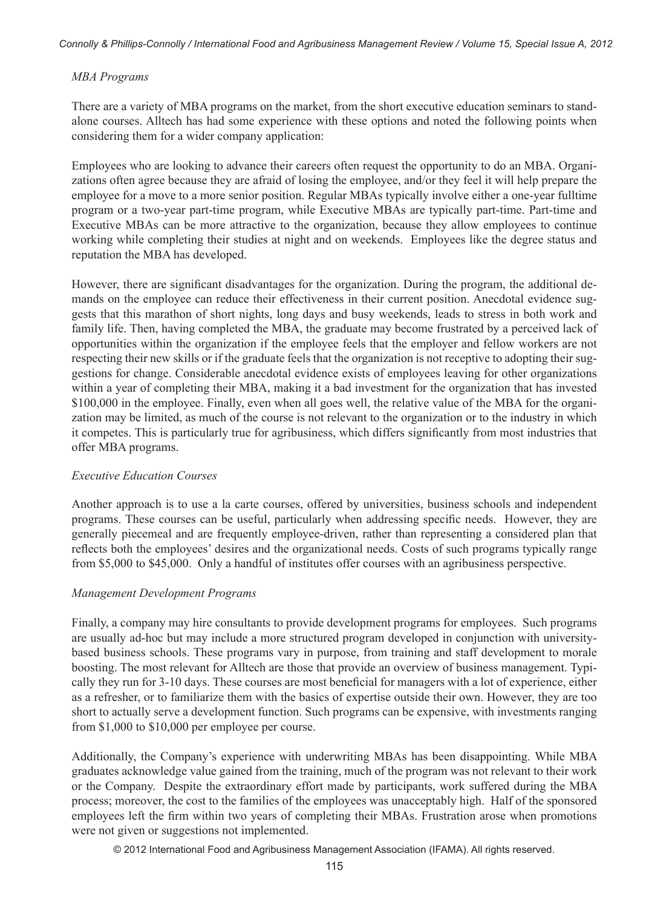*MBA Programs*

There are a variety of MBA programs on the market, from the short executive education seminars to stand-alone courses. Alltech has had some experience with these options and noted the following points when considering them for a wider company application:

Employees who are looking to advance their careers often request the opportunity to do an MBA. Organizations often agree because they are afraid of losing the employee, and/or they feel it will help prepare the employee for a move to a more senior position. Regular MBAs typically involve either a one-year fulltime program or a two-year part-time program, while Executive MBAs are typically part-time. Part-time and Executive MBAs can be more attractive to the organization, because they allow employees to continue working while completing their studies at night and on weekends. Employees like the degree status and reputation the MBA has developed.

However, there are significant disadvantages for the organization. During the program, the additional demands on the employee can reduce their effectiveness in their current position. Anecdotal evidence suggests that this marathon of short nights, long days and busy weekends, leads to stress in both work and family life. Then, having completed the MBA, the graduate may become frustrated by a perceived lack of opportunities within the organization if the employee feels that the employer and fellow workers are not respecting their new skills or if the graduate feels that the organization is not receptive to adopting their suggestions for change. Considerable anecdotal evidence exists of employees leaving for other organizations within a year of completing their MBA, making it a bad investment for the organization that has invested $100,000 in the employee. Finally, even when all goes well, the relative value of the MBA for the organization may be limited, as much of the course is not relevant to the organization or to the industry in which it competes. This is particularly true for agribusiness, which differs significantly from most industries that offer MBA programs.

*Executive Education Courses*

Another approach is to use a la carte courses, offered by universities, business schools and independent programs. These courses can be useful, particularly when addressing specific needs. However, they are generally piecemeal and are frequently employee-driven, rather than representing a considered plan that reflects both the employees' desires and the organizational needs. Costs of such programs typically range from $5,000 to $45,000. Only a handful of institutes offer courses with an agribusiness perspective.

*Management Development Programs*

Finally, a company may hire consultants to provide development programs for employees. Such programs are usually ad-hoc but may include a more structured program developed in conjunction with university-based business schools. These programs vary in purpose, from training and staff development to morale boosting. The most relevant for Alltech are those that provide an overview of business management. Typically they run for 3-10 days. These courses are most beneficial for managers with a lot of experience, either as a refresher, or to familiarize them with the basics of expertise outside their own. However, they are too short to actually serve a development function. Such programs can be expensive, with investments ranging from $1,000 to $10,000 per employee per course.

Additionally, the Company's experience with underwriting MBAs has been disappointing. While MBA graduates acknowledge value gained from the training, much of the program was not relevant to their work or the Company. Despite the extraordinary effort made by participants, work suffered during the MBA process; moreover, the cost to the families of the employees was unacceptably high. Half of the sponsored employees left the firm within two years of completing their MBAs. Frustration arose when promotions were not given or suggestions not implemented.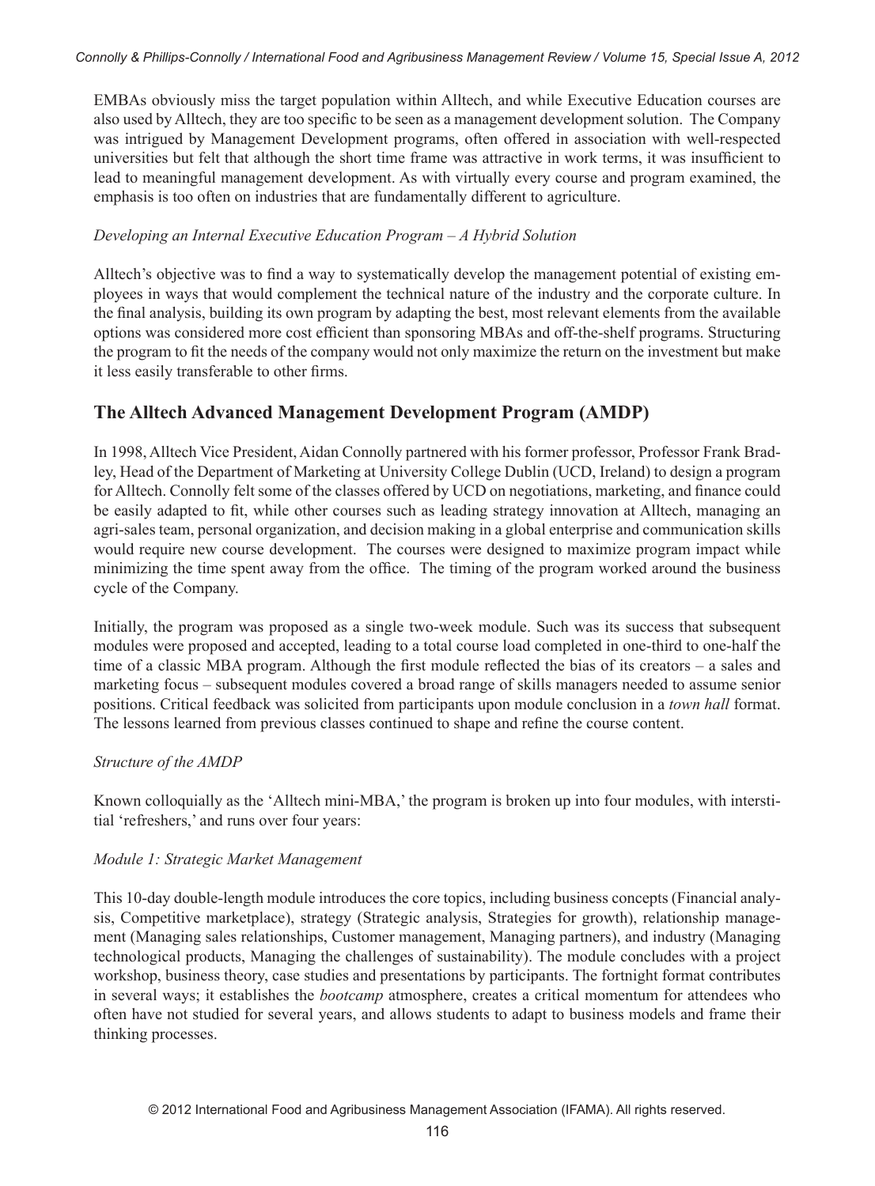EMBAs obviously miss the target population within Alltech, and while Executive Education courses are also used by Alltech, they are too specific to be seen as a management development solution. The Company was intrigued by Management Development programs, often offered in association with well-respected universities but felt that although the short time frame was attractive in work terms, it was insufficient to lead to meaningful management development. As with virtually every course and program examined, the emphasis is too often on industries that are fundamentally different to agriculture.

*Developing an Internal Executive Education Program – A Hybrid Solution*

Alltech's objective was to find a way to systematically develop the management potential of existing employees in ways that would complement the technical nature of the industry and the corporate culture. In the final analysis, building its own program by adapting the best, most relevant elements from the available options was considered more cost efficient than sponsoring MBAs and off-the-shelf programs. Structuring the program to fit the needs of the company would not only maximize the return on the investment but make it less easily transferable to other firms.

## The Alltech Advanced Management Development Program (AMDP)

In 1998, Alltech Vice President, Aidan Connolly partnered with his former professor, Professor Frank Bradley, Head of the Department of Marketing at University College Dublin (UCD, Ireland) to design a program for Alltech. Connolly felt some of the classes offered by UCD on negotiations, marketing, and finance could be easily adapted to fit, while other courses such as leading strategy innovation at Alltech, managing an agri-sales team, personal organization, and decision making in a global enterprise and communication skills would require new course development. The courses were designed to maximize program impact while minimizing the time spent away from the office. The timing of the program worked around the business cycle of the Company.

Initially, the program was proposed as a single two-week module. Such was its success that subsequent modules were proposed and accepted, leading to a total course load completed in one-third to one-half the time of a classic MBA program. Although the first module reflected the bias of its creators – a sales and marketing focus – subsequent modules covered a broad range of skills managers needed to assume senior positions. Critical feedback was solicited from participants upon module conclusion in a *town hall* format. The lessons learned from previous classes continued to shape and refine the course content.

*Structure of the AMDP*

Known colloquially as the 'Alltech mini-MBA,' the program is broken up into four modules, with interstitial 'refreshers,' and runs over four years:

*Module 1: Strategic Market Management*

This 10-day double-length module introduces the core topics, including business concepts (Financial analysis, Competitive marketplace), strategy (Strategic analysis, Strategies for growth), relationship management (Managing sales relationships, Customer management, Managing partners), and industry (Managing technological products, Managing the challenges of sustainability). The module concludes with a project workshop, business theory, case studies and presentations by participants. The fortnight format contributes in several ways; it establishes the *bootcamp* atmosphere, creates a critical momentum for attendees who often have not studied for several years, and allows students to adapt to business models and frame their thinking processes.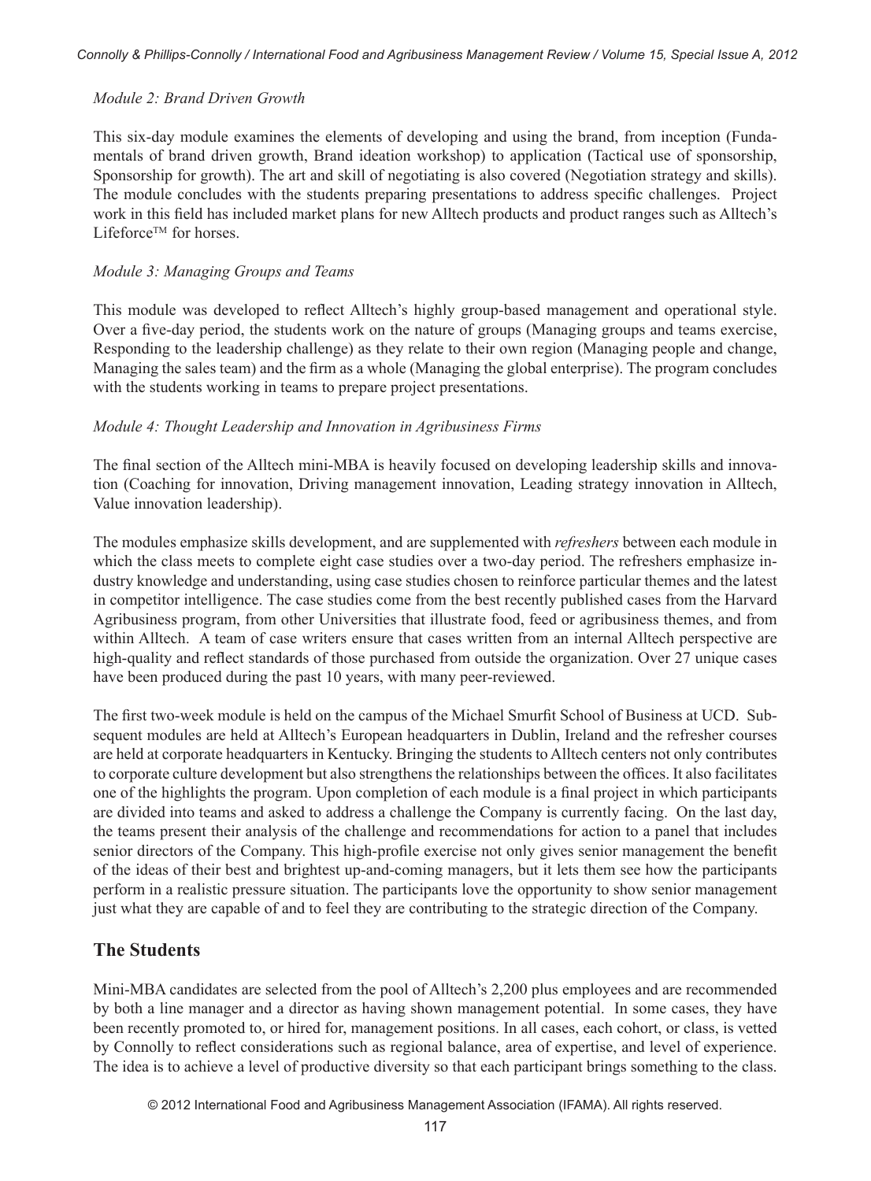*Module 2: Brand Driven Growth*

This six-day module examines the elements of developing and using the brand, from inception (Fundamentals of brand driven growth, Brand ideation workshop) to application (Tactical use of sponsorship, Sponsorship for growth). The art and skill of negotiating is also covered (Negotiation strategy and skills). The module concludes with the students preparing presentations to address specific challenges. Project work in this field has included market plans for new Alltech products and product ranges such as Alltech's Lifeforce™ for horses.

*Module 3: Managing Groups and Teams*

This module was developed to reflect Alltech's highly group-based management and operational style. Over a five-day period, the students work on the nature of groups (Managing groups and teams exercise, Responding to the leadership challenge) as they relate to their own region (Managing people and change, Managing the sales team) and the firm as a whole (Managing the global enterprise). The program concludes with the students working in teams to prepare project presentations.

*Module 4: Thought Leadership and Innovation in Agribusiness Firms*

The final section of the Alltech mini-MBA is heavily focused on developing leadership skills and innovation (Coaching for innovation, Driving management innovation, Leading strategy innovation in Alltech, Value innovation leadership).

The modules emphasize skills development, and are supplemented with *refreshers* between each module in which the class meets to complete eight case studies over a two-day period. The refreshers emphasize industry knowledge and understanding, using case studies chosen to reinforce particular themes and the latest in competitor intelligence. The case studies come from the best recently published cases from the Harvard Agribusiness program, from other Universities that illustrate food, feed or agribusiness themes, and from within Alltech. A team of case writers ensure that cases written from an internal Alltech perspective are high-quality and reflect standards of those purchased from outside the organization. Over 27 unique cases have been produced during the past 10 years, with many peer-reviewed.

The first two-week module is held on the campus of the Michael Smurfit School of Business at UCD. Subsequent modules are held at Alltech's European headquarters in Dublin, Ireland and the refresher courses are held at corporate headquarters in Kentucky. Bringing the students to Alltech centers not only contributes to corporate culture development but also strengthens the relationships between the offices. It also facilitates one of the highlights the program. Upon completion of each module is a final project in which participants are divided into teams and asked to address a challenge the Company is currently facing. On the last day, the teams present their analysis of the challenge and recommendations for action to a panel that includes senior directors of the Company. This high-profile exercise not only gives senior management the benefit of the ideas of their best and brightest up-and-coming managers, but it lets them see how the participants perform in a realistic pressure situation. The participants love the opportunity to show senior management just what they are capable of and to feel they are contributing to the strategic direction of the Company.

## The Students

Mini-MBA candidates are selected from the pool of Alltech's 2,200 plus employees and are recommended by both a line manager and a director as having shown management potential. In some cases, they have been recently promoted to, or hired for, management positions. In all cases, each cohort, or class, is vetted by Connolly to reflect considerations such as regional balance, area of expertise, and level of experience. The idea is to achieve a level of productive diversity so that each participant brings something to the class.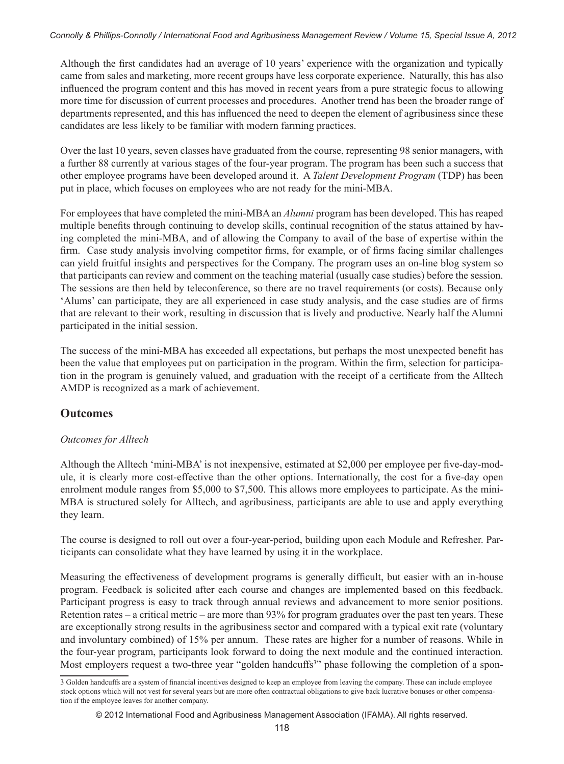Although the first candidates had an average of 10 years' experience with the organization and typically came from sales and marketing, more recent groups have less corporate experience. Naturally, this has also influenced the program content and this has moved in recent years from a pure strategic focus to allowing more time for discussion of current processes and procedures. Another trend has been the broader range of departments represented, and this has influenced the need to deepen the element of agribusiness since these candidates are less likely to be familiar with modern farming practices.

Over the last 10 years, seven classes have graduated from the course, representing 98 senior managers, with a further 88 currently at various stages of the four-year program. The program has been such a success that other employee programs have been developed around it. A *Talent Development Program* (TDP) has been put in place, which focuses on employees who are not ready for the mini-MBA.

For employees that have completed the mini-MBA an *Alumni* program has been developed. This has reaped multiple benefits through continuing to develop skills, continual recognition of the status attained by having completed the mini-MBA, and of allowing the Company to avail of the base of expertise within the firm. Case study analysis involving competitor firms, for example, or of firms facing similar challenges can yield fruitful insights and perspectives for the Company. The program uses an on-line blog system so that participants can review and comment on the teaching material (usually case studies) before the session. The sessions are then held by teleconference, so there are no travel requirements (or costs). Because only 'Alums' can participate, they are all experienced in case study analysis, and the case studies are of firms that are relevant to their work, resulting in discussion that is lively and productive. Nearly half the Alumni participated in the initial session.

The success of the mini-MBA has exceeded all expectations, but perhaps the most unexpected benefit has been the value that employees put on participation in the program. Within the firm, selection for participation in the program is genuinely valued, and graduation with the receipt of a certificate from the Alltech AMDP is recognized as a mark of achievement.

## Outcomes

### *Outcomes for Alltech*

Although the Alltech 'mini-MBA' is not inexpensive, estimated at $2,000 per employee per five-day-module, it is clearly more cost-effective than the other options. Internationally, the cost for a five-day open enrolment module ranges from $5,000 to $7,500. This allows more employees to participate. As the mini-MBA is structured solely for Alltech, and agribusiness, participants are able to use and apply everything they learn.

The course is designed to roll out over a four-year-period, building upon each Module and Refresher. Participants can consolidate what they have learned by using it in the workplace.

Measuring the effectiveness of development programs is generally difficult, but easier with an in-house program. Feedback is solicited after each course and changes are implemented based on this feedback. Participant progress is easy to track through annual reviews and advancement to more senior positions. Retention rates – a critical metric – are more than 93% for program graduates over the past ten years. These are exceptionally strong results in the agribusiness sector and compared with a typical exit rate (voluntary and involuntary combined) of 15% per annum. These rates are higher for a number of reasons. While in the four-year program, participants look forward to doing the next module and the continued interaction. Most employers request a two-three year "golden handcuffs[3]" phase following the completion of a spon-

3 Golden handcuffs are a system of financial incentives designed to keep an employee from leaving the company. These can include employee stock options which will not vest for several years but are more often contractual obligations to give back lucrative bonuses or other compensation if the employee leaves for another company.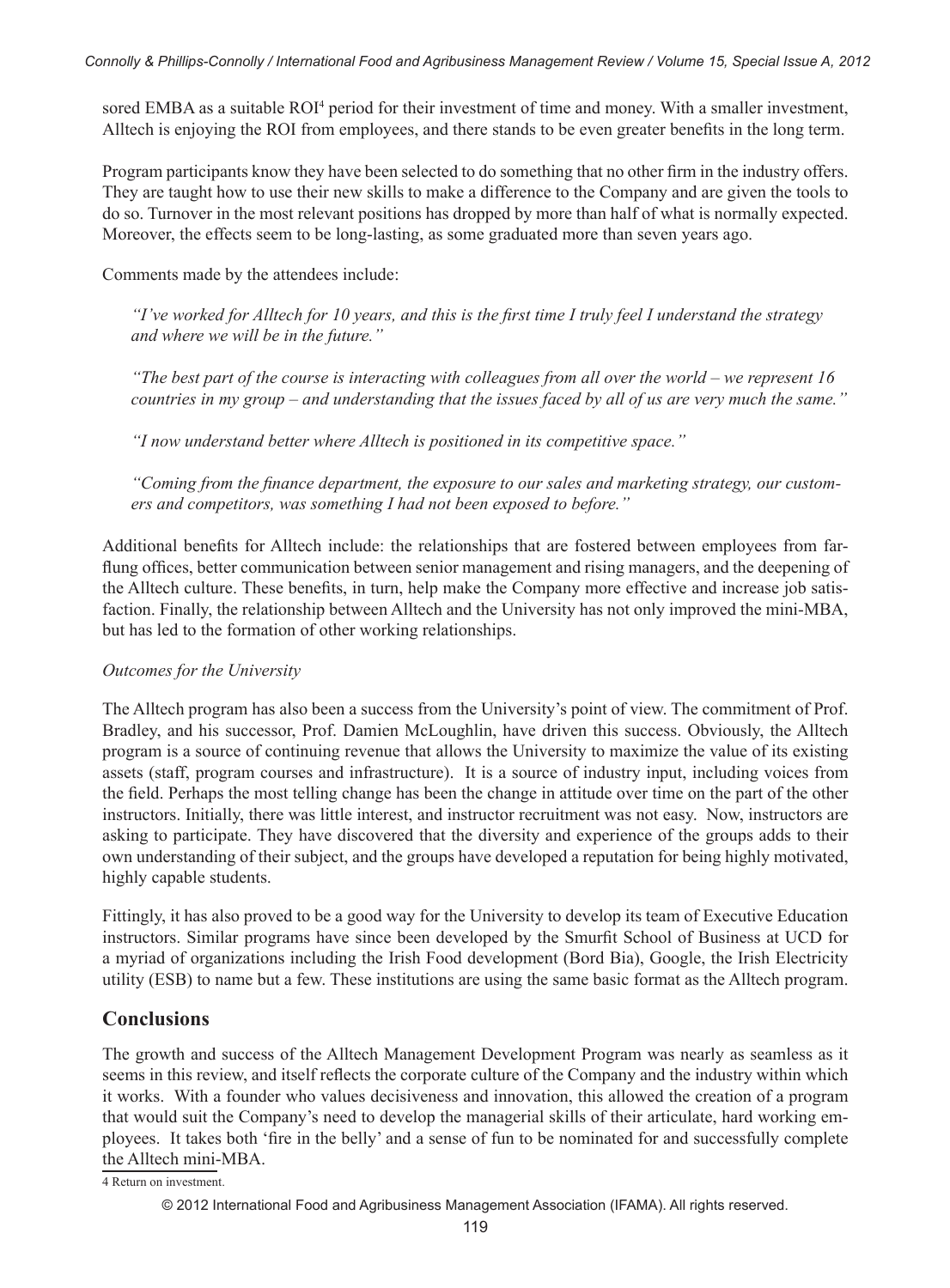sored EMBA as a suitable ROI[4] period for their investment of time and money. With a smaller investment, Alltech is enjoying the ROI from employees, and there stands to be even greater benefits in the long term.

Program participants know they have been selected to do something that no other firm in the industry offers. They are taught how to use their new skills to make a difference to the Company and are given the tools to do so. Turnover in the most relevant positions has dropped by more than half of what is normally expected. Moreover, the effects seem to be long-lasting, as some graduated more than seven years ago.

Comments made by the attendees include:

> *"I've worked for Alltech for 10 years, and this is the first time I truly feel I understand the strategy and where we will be in the future."*
>
> *"The best part of the course is interacting with colleagues from all over the world – we represent 16 countries in my group – and understanding that the issues faced by all of us are very much the same."*
>
> *"I now understand better where Alltech is positioned in its competitive space."*
>
> *"Coming from the finance department, the exposure to our sales and marketing strategy, our customers and competitors, was something I had not been exposed to before."*

Additional benefits for Alltech include: the relationships that are fostered between employees from far-flung offices, better communication between senior management and rising managers, and the deepening of the Alltech culture. These benefits, in turn, help make the Company more effective and increase job satisfaction. Finally, the relationship between Alltech and the University has not only improved the mini-MBA, but has led to the formation of other working relationships.

*Outcomes for the University*

The Alltech program has also been a success from the University's point of view. The commitment of Prof. Bradley, and his successor, Prof. Damien McLoughlin, have driven this success. Obviously, the Alltech program is a source of continuing revenue that allows the University to maximize the value of its existing assets (staff, program courses and infrastructure). It is a source of industry input, including voices from the field. Perhaps the most telling change has been the change in attitude over time on the part of the other instructors. Initially, there was little interest, and instructor recruitment was not easy. Now, instructors are asking to participate. They have discovered that the diversity and experience of the groups adds to their own understanding of their subject, and the groups have developed a reputation for being highly motivated, highly capable students.

Fittingly, it has also proved to be a good way for the University to develop its team of Executive Education instructors. Similar programs have since been developed by the Smurfit School of Business at UCD for a myriad of organizations including the Irish Food development (Bord Bia), Google, the Irish Electricity utility (ESB) to name but a few. These institutions are using the same basic format as the Alltech program.

## Conclusions

The growth and success of the Alltech Management Development Program was nearly as seamless as it seems in this review, and itself reflects the corporate culture of the Company and the industry within which it works. With a founder who values decisiveness and innovation, this allowed the creation of a program that would suit the Company's need to develop the managerial skills of their articulate, hard working employees. It takes both 'fire in the belly' and a sense of fun to be nominated for and successfully complete the Alltech mini-MBA.

[4] Return on investment.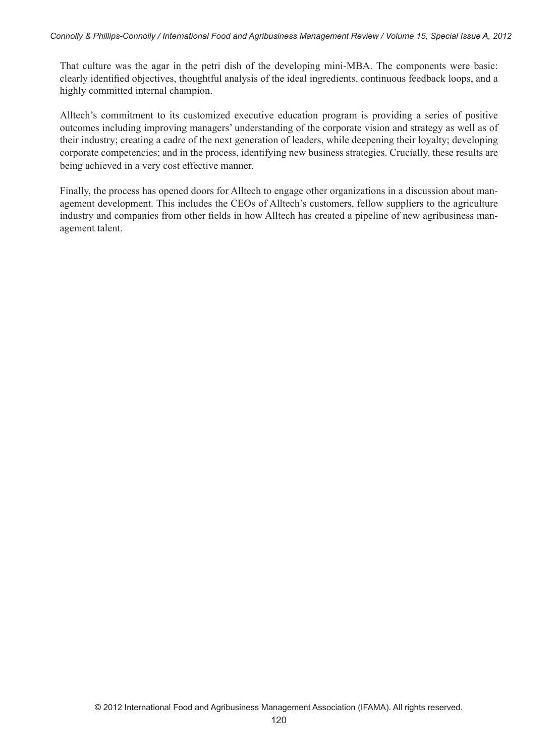That culture was the agar in the petri dish of the developing mini-MBA. The components were basic: clearly identified objectives, thoughtful analysis of the ideal ingredients, continuous feedback loops, and a highly committed internal champion.

Alltech's commitment to its customized executive education program is providing a series of positive outcomes including improving managers' understanding of the corporate vision and strategy as well as of their industry; creating a cadre of the next generation of leaders, while deepening their loyalty; developing corporate competencies; and in the process, identifying new business strategies. Crucially, these results are being achieved in a very cost effective manner.

Finally, the process has opened doors for Alltech to engage other organizations in a discussion about management development. This includes the CEOs of Alltech's customers, fellow suppliers to the agriculture industry and companies from other fields in how Alltech has created a pipeline of new agribusiness management talent.